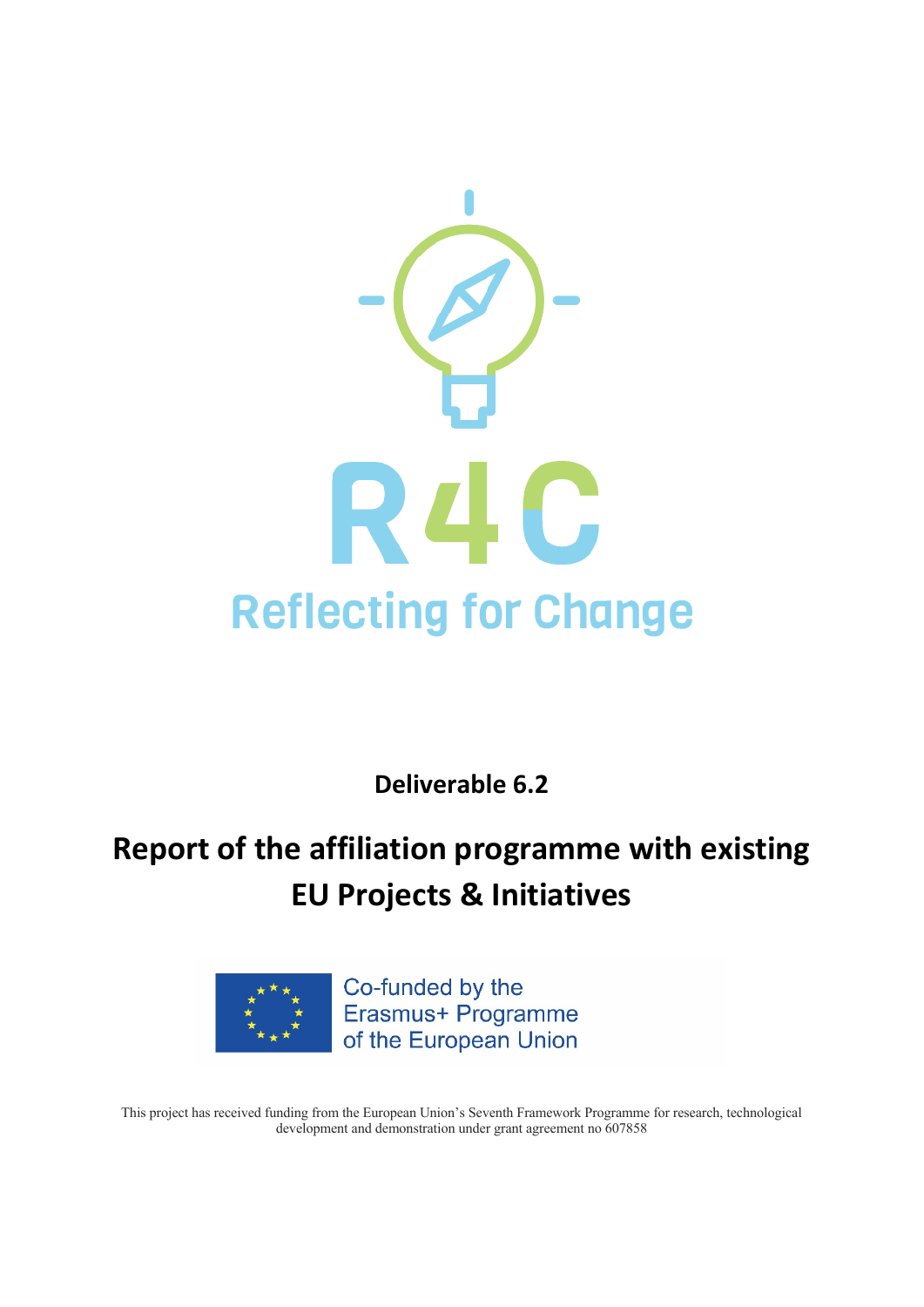# R4C

## Reflecting for Change

**Deliverable 6.2**

# Report of the affiliation programme with existing EU Projects & Initiatives

Co-funded by the Erasmus+ Programme of the European Union

This project has received funding from the European Union's Seventh Framework Programme for research, technological development and demonstration under grant agreement no 607858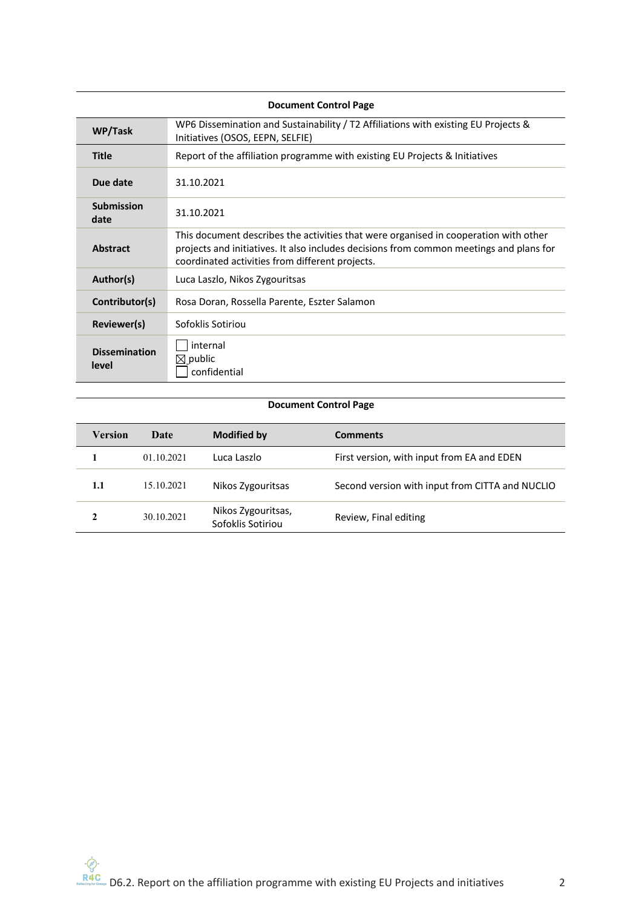**Document Control Page**

| | |
|---|---|
| **WP/Task** | WP6 Dissemination and Sustainability / T2 Affiliations with existing EU Projects & Initiatives (OSOS, EEPN, SELFIE) |
| **Title** | Report of the affiliation programme with existing EU Projects & Initiatives |
| **Due date** | 31.10.2021 |
| **Submission date** | 31.10.2021 |
| **Abstract** | This document describes the activities that were organised in cooperation with other projects and initiatives. It also includes decisions from common meetings and plans for coordinated activities from different projects. |
| **Author(s)** | Luca Laszlo, Nikos Zygouritsas |
| **Contributor(s)** | Rosa Doran, Rossella Parente, Eszter Salamon |
| **Reviewer(s)** | Sofoklis Sotiriou |
| **Dissemination level** | ☐ internal<br>☒ public<br>☐ confidential |

**Document Control Page**

| Version | Date | Modified by | Comments |
|---|---|---|---|
| 1 | 01.10.2021 | Luca Laszlo | First version, with input from EA and EDEN |
| 1.1 | 15.10.2021 | Nikos Zygouritsas | Second version with input from CITTA and NUCLIO |
| 2 | 30.10.2021 | Nikos Zygouritsas, Sofoklis Sotiriou | Review, Final editing |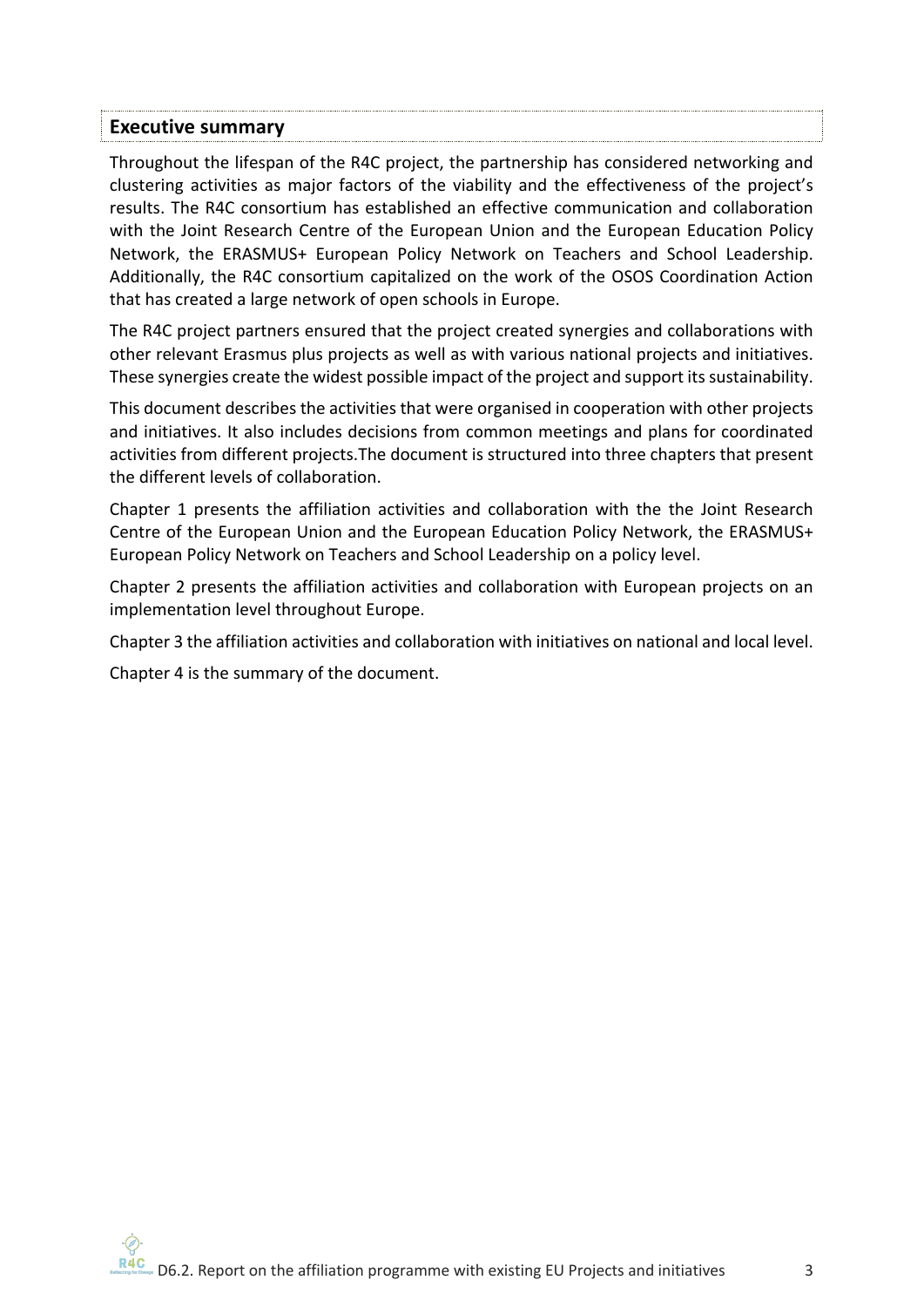## Executive summary

Throughout the lifespan of the R4C project, the partnership has considered networking and clustering activities as major factors of the viability and the effectiveness of the project's results. The R4C consortium has established an effective communication and collaboration with the Joint Research Centre of the European Union and the European Education Policy Network, the ERASMUS+ European Policy Network on Teachers and School Leadership. Additionally, the R4C consortium capitalized on the work of the OSOS Coordination Action that has created a large network of open schools in Europe.

The R4C project partners ensured that the project created synergies and collaborations with other relevant Erasmus plus projects as well as with various national projects and initiatives. These synergies create the widest possible impact of the project and support its sustainability.

This document describes the activities that were organised in cooperation with other projects and initiatives. It also includes decisions from common meetings and plans for coordinated activities from different projects.The document is structured into three chapters that present the different levels of collaboration.

Chapter 1 presents the affiliation activities and collaboration with the the Joint Research Centre of the European Union and the European Education Policy Network, the ERASMUS+ European Policy Network on Teachers and School Leadership on a policy level.

Chapter 2 presents the affiliation activities and collaboration with European projects on an implementation level throughout Europe.

Chapter 3 the affiliation activities and collaboration with initiatives on national and local level.

Chapter 4 is the summary of the document.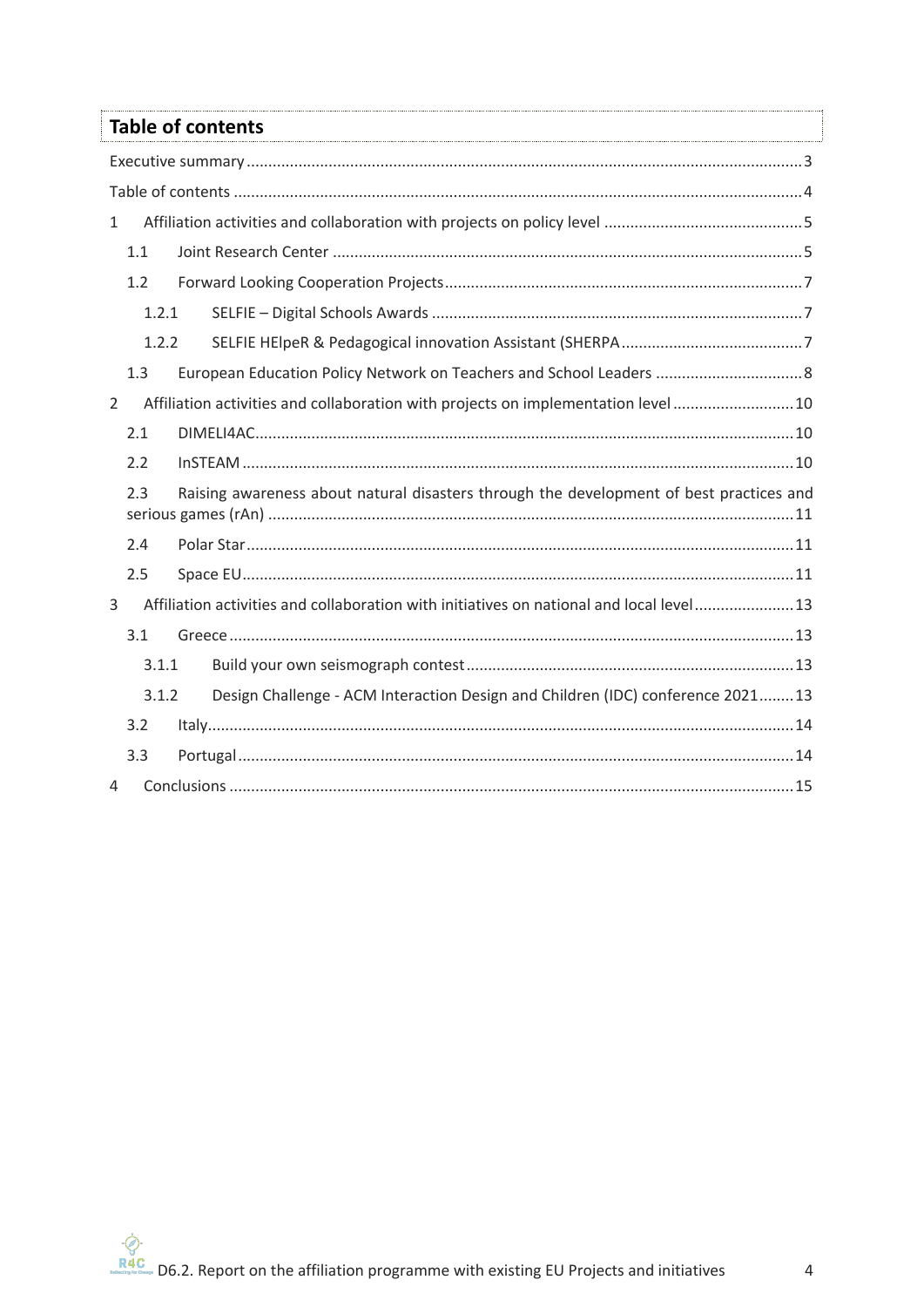# Table of contents

Executive summary ........................................................................................................................3

Table of contents ............................................................................................................................4

1 Affiliation activities and collaboration with projects on policy level ..............................................5

1.1 Joint Research Center ...........................................................................................................5

1.2 Forward Looking Cooperation Projects ..................................................................................7

1.2.1 SELFIE – Digital Schools Awards ......................................................................................7

1.2.2 SELFIE HElpeR & Pedagogical innovation Assistant (SHERPA ..........................................7

1.3 European Education Policy Network on Teachers and School Leaders ..................................8

2 Affiliation activities and collaboration with projects on implementation level ............................10

2.1 DIMELI4AC...........................................................................................................................10

2.2 InSTEAM ..............................................................................................................................10

2.3 Raising awareness about natural disasters through the development of best practices and serious games (rAn) ...............................................................................................................11

2.4 Polar Star .............................................................................................................................11

2.5 Space EU ..............................................................................................................................11

3 Affiliation activities and collaboration with initiatives on national and local level .......................13

3.1 Greece .................................................................................................................................13

3.1.1 Build your own seismograph contest ............................................................................13

3.1.2 Design Challenge - ACM Interaction Design and Children (IDC) conference 2021........13

3.2 Italy......................................................................................................................................14

3.3 Portugal ...............................................................................................................................14

4 Conclusions ..................................................................................................................................15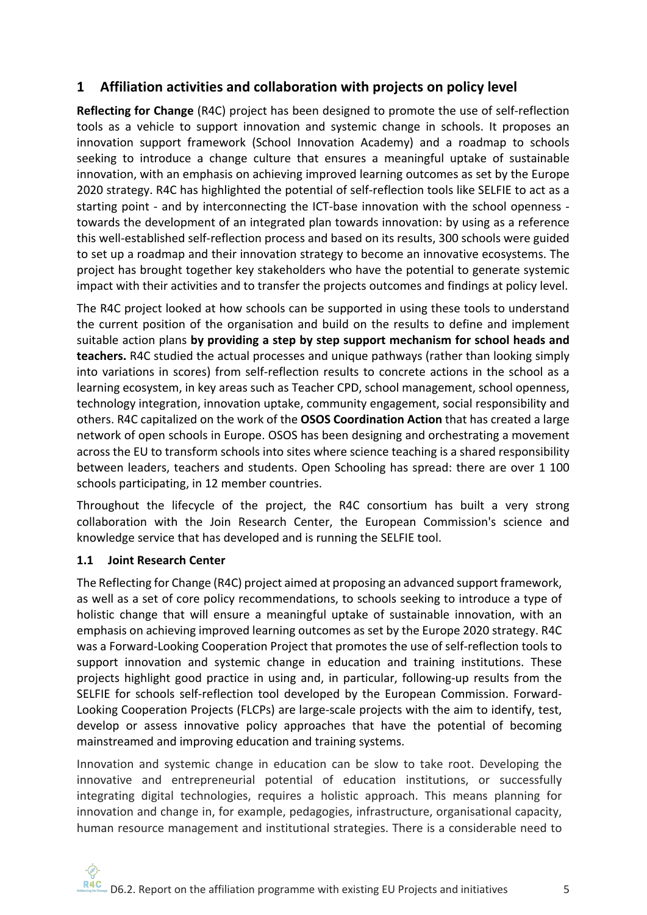# 1 Affiliation activities and collaboration with projects on policy level

**Reflecting for Change** (R4C) project has been designed to promote the use of self-reflection tools as a vehicle to support innovation and systemic change in schools. It proposes an innovation support framework (School Innovation Academy) and a roadmap to schools seeking to introduce a change culture that ensures a meaningful uptake of sustainable innovation, with an emphasis on achieving improved learning outcomes as set by the Europe 2020 strategy. R4C has highlighted the potential of self-reflection tools like SELFIE to act as a starting point - and by interconnecting the ICT-base innovation with the school openness - towards the development of an integrated plan towards innovation: by using as a reference this well-established self-reflection process and based on its results, 300 schools were guided to set up a roadmap and their innovation strategy to become an innovative ecosystems. The project has brought together key stakeholders who have the potential to generate systemic impact with their activities and to transfer the projects outcomes and findings at policy level.

The R4C project looked at how schools can be supported in using these tools to understand the current position of the organisation and build on the results to define and implement suitable action plans **by providing a step by step support mechanism for school heads and teachers.** R4C studied the actual processes and unique pathways (rather than looking simply into variations in scores) from self-reflection results to concrete actions in the school as a learning ecosystem, in key areas such as Teacher CPD, school management, school openness, technology integration, innovation uptake, community engagement, social responsibility and others. R4C capitalized on the work of the **OSOS Coordination Action** that has created a large network of open schools in Europe. OSOS has been designing and orchestrating a movement across the EU to transform schools into sites where science teaching is a shared responsibility between leaders, teachers and students. Open Schooling has spread: there are over 1 100 schools participating, in 12 member countries.

Throughout the lifecycle of the project, the R4C consortium has built a very strong collaboration with the Join Research Center, the European Commission's science and knowledge service that has developed and is running the SELFIE tool.

## 1.1 Joint Research Center

The Reflecting for Change (R4C) project aimed at proposing an advanced support framework, as well as a set of core policy recommendations, to schools seeking to introduce a type of holistic change that will ensure a meaningful uptake of sustainable innovation, with an emphasis on achieving improved learning outcomes as set by the Europe 2020 strategy. R4C was a Forward-Looking Cooperation Project that promotes the use of self-reflection tools to support innovation and systemic change in education and training institutions. These projects highlight good practice in using and, in particular, following-up results from the SELFIE for schools self-reflection tool developed by the European Commission. Forward-Looking Cooperation Projects (FLCPs) are large-scale projects with the aim to identify, test, develop or assess innovative policy approaches that have the potential of becoming mainstreamed and improving education and training systems.

Innovation and systemic change in education can be slow to take root. Developing the innovative and entrepreneurial potential of education institutions, or successfully integrating digital technologies, requires a holistic approach. This means planning for innovation and change in, for example, pedagogies, infrastructure, organisational capacity, human resource management and institutional strategies. There is a considerable need to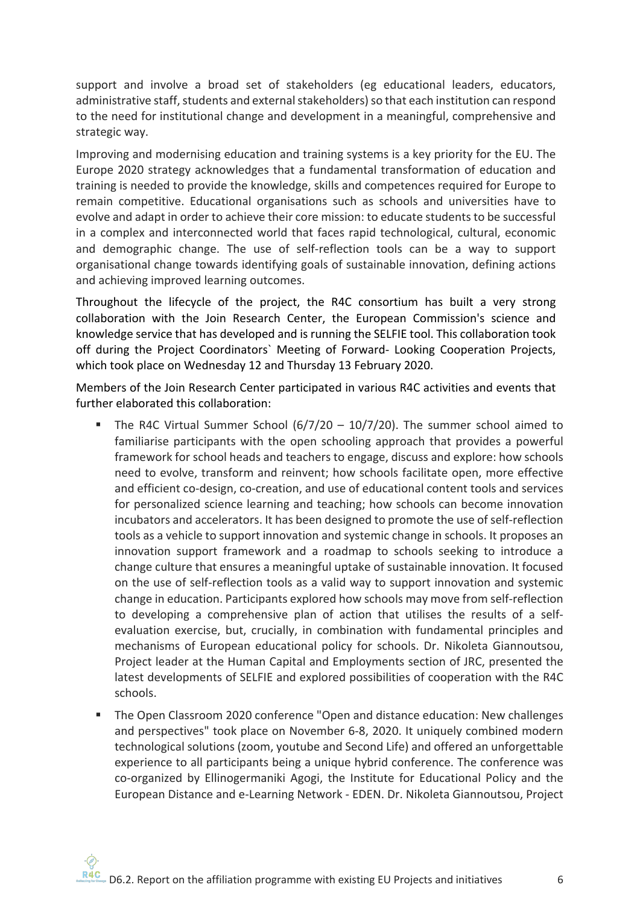support and involve a broad set of stakeholders (eg educational leaders, educators, administrative staff, students and external stakeholders) so that each institution can respond to the need for institutional change and development in a meaningful, comprehensive and strategic way.

Improving and modernising education and training systems is a key priority for the EU. The Europe 2020 strategy acknowledges that a fundamental transformation of education and training is needed to provide the knowledge, skills and competences required for Europe to remain competitive. Educational organisations such as schools and universities have to evolve and adapt in order to achieve their core mission: to educate students to be successful in a complex and interconnected world that faces rapid technological, cultural, economic and demographic change. The use of self-reflection tools can be a way to support organisational change towards identifying goals of sustainable innovation, defining actions and achieving improved learning outcomes.

Throughout the lifecycle of the project, the R4C consortium has built a very strong collaboration with the Join Research Center, the European Commission's science and knowledge service that has developed and is running the SELFIE tool. This collaboration took off during the Project Coordinators` Meeting of Forward- Looking Cooperation Projects, which took place on Wednesday 12 and Thursday 13 February 2020.

Members of the Join Research Center participated in various R4C activities and events that further elaborated this collaboration:

- The R4C Virtual Summer School (6/7/20 – 10/7/20). The summer school aimed to familiarise participants with the open schooling approach that provides a powerful framework for school heads and teachers to engage, discuss and explore: how schools need to evolve, transform and reinvent; how schools facilitate open, more effective and efficient co-design, co-creation, and use of educational content tools and services for personalized science learning and teaching; how schools can become innovation incubators and accelerators. It has been designed to promote the use of self-reflection tools as a vehicle to support innovation and systemic change in schools. It proposes an innovation support framework and a roadmap to schools seeking to introduce a change culture that ensures a meaningful uptake of sustainable innovation. It focused on the use of self-reflection tools as a valid way to support innovation and systemic change in education. Participants explored how schools may move from self-reflection to developing a comprehensive plan of action that utilises the results of a self-evaluation exercise, but, crucially, in combination with fundamental principles and mechanisms of European educational policy for schools. Dr. Nikoleta Giannoutsou, Project leader at the Human Capital and Employments section of JRC, presented the latest developments of SELFIE and explored possibilities of cooperation with the R4C schools.
- The Open Classroom 2020 conference "Open and distance education: New challenges and perspectives" took place on November 6-8, 2020. It uniquely combined modern technological solutions (zoom, youtube and Second Life) and offered an unforgettable experience to all participants being a unique hybrid conference. The conference was co-organized by Ellinogermaniki Agogi, the Institute for Educational Policy and the European Distance and e-Learning Network - EDEN. Dr. Nikoleta Giannoutsou, Project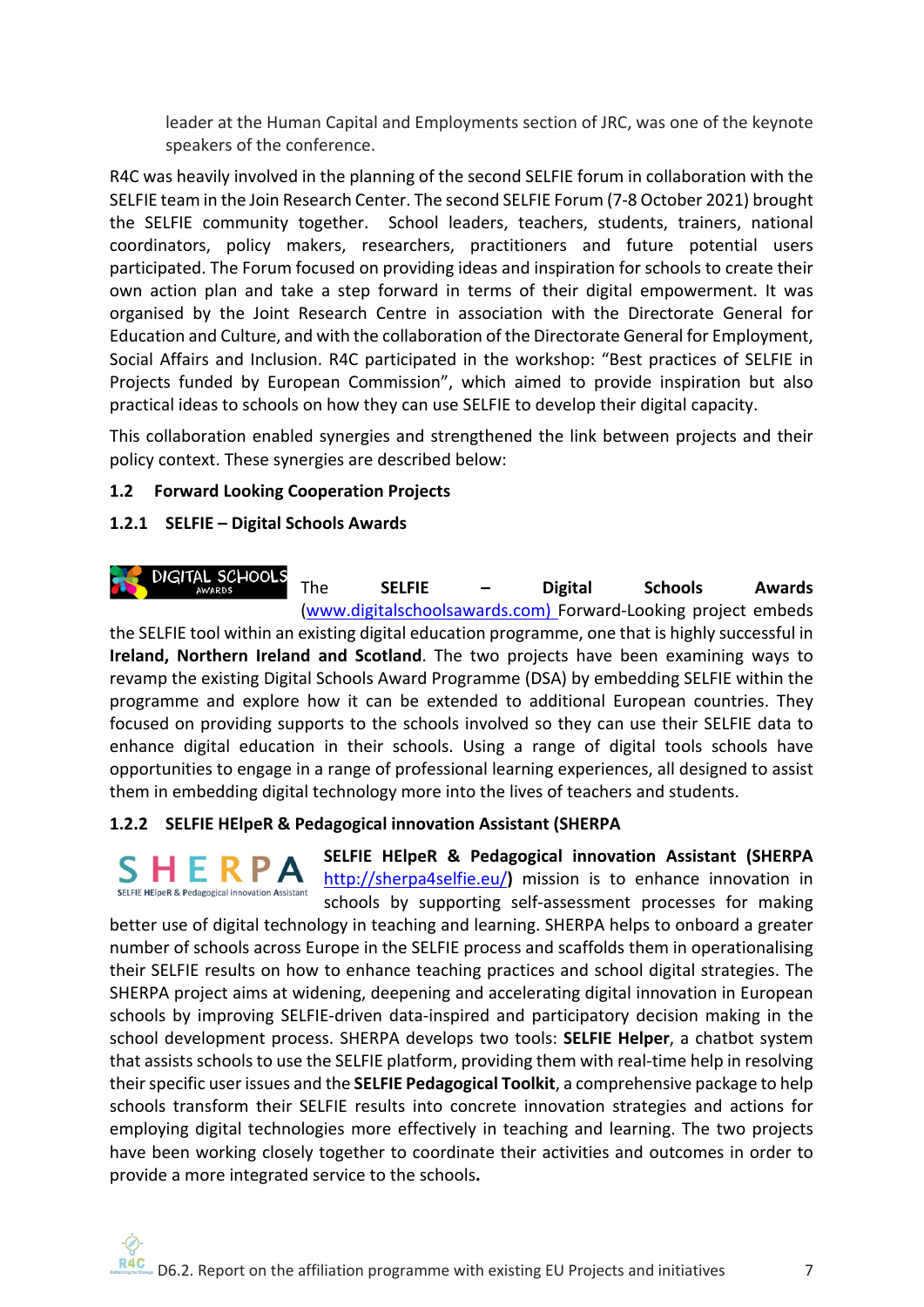leader at the Human Capital and Employments section of JRC, was one of the keynote speakers of the conference.

R4C was heavily involved in the planning of the second SELFIE forum in collaboration with the SELFIE team in the Join Research Center. The second SELFIE Forum (7-8 October 2021) brought the SELFIE community together. School leaders, teachers, students, trainers, national coordinators, policy makers, researchers, practitioners and future potential users participated. The Forum focused on providing ideas and inspiration for schools to create their own action plan and take a step forward in terms of their digital empowerment. It was organised by the Joint Research Centre in association with the Directorate General for Education and Culture, and with the collaboration of the Directorate General for Employment, Social Affairs and Inclusion. R4C participated in the workshop: "Best practices of SELFIE in Projects funded by European Commission", which aimed to provide inspiration but also practical ideas to schools on how they can use SELFIE to develop their digital capacity.

This collaboration enabled synergies and strengthened the link between projects and their policy context. These synergies are described below:

## 1.2 Forward Looking Cooperation Projects

### 1.2.1 SELFIE – Digital Schools Awards

The **SELFIE – Digital Schools Awards** (www.digitalschoolsawards.com) Forward-Looking project embeds the SELFIE tool within an existing digital education programme, one that is highly successful in **Ireland, Northern Ireland and Scotland**. The two projects have been examining ways to revamp the existing Digital Schools Award Programme (DSA) by embedding SELFIE within the programme and explore how it can be extended to additional European countries. They focused on providing supports to the schools involved so they can use their SELFIE data to enhance digital education in their schools. Using a range of digital tools schools have opportunities to engage in a range of professional learning experiences, all designed to assist them in embedding digital technology more into the lives of teachers and students.

### 1.2.2 SELFIE HElpeR & Pedagogical innovation Assistant (SHERPA

**SELFIE HElpeR & Pedagogical innovation Assistant (SHERPA** http://sherpa4selfie.eu/**)** mission is to enhance innovation in schools by supporting self-assessment processes for making better use of digital technology in teaching and learning. SHERPA helps to onboard a greater number of schools across Europe in the SELFIE process and scaffolds them in operationalising their SELFIE results on how to enhance teaching practices and school digital strategies. The SHERPA project aims at widening, deepening and accelerating digital innovation in European schools by improving SELFIE-driven data-inspired and participatory decision making in the school development process. SHERPA develops two tools: **SELFIE Helper**, a chatbot system that assists schools to use the SELFIE platform, providing them with real-time help in resolving their specific user issues and the **SELFIE Pedagogical Toolkit**, a comprehensive package to help schools transform their SELFIE results into concrete innovation strategies and actions for employing digital technologies more effectively in teaching and learning. The two projects have been working closely together to coordinate their activities and outcomes in order to provide a more integrated service to the schools**.**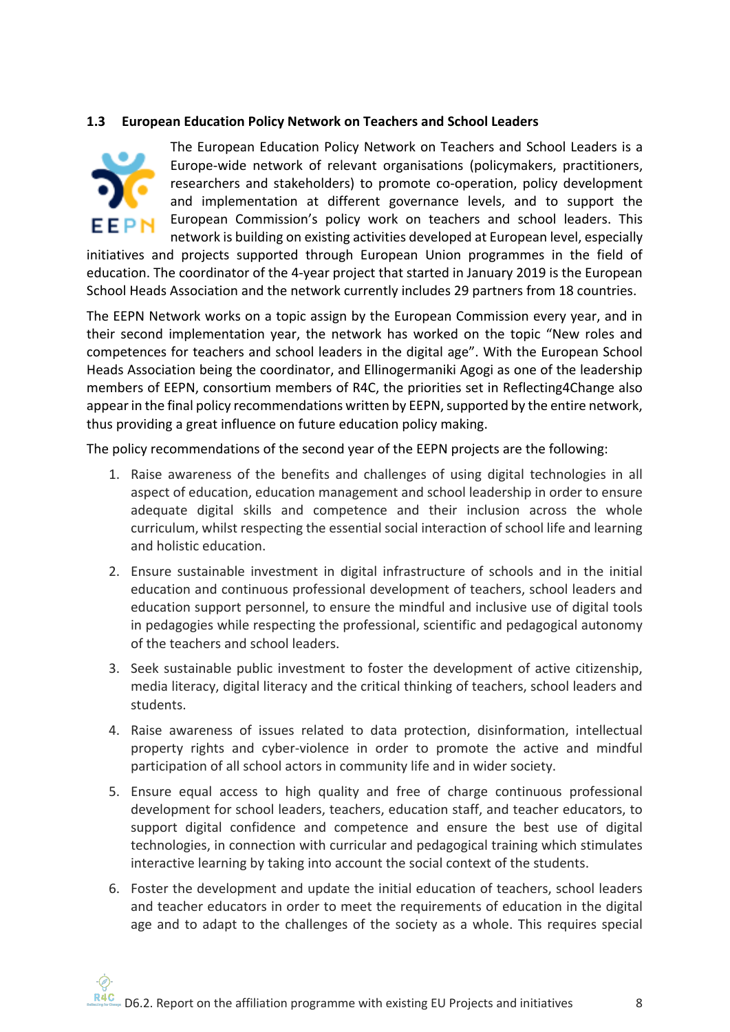### 1.3 European Education Policy Network on Teachers and School Leaders

The European Education Policy Network on Teachers and School Leaders is a Europe-wide network of relevant organisations (policymakers, practitioners, researchers and stakeholders) to promote co-operation, policy development and implementation at different governance levels, and to support the European Commission's policy work on teachers and school leaders. This network is building on existing activities developed at European level, especially initiatives and projects supported through European Union programmes in the field of education. The coordinator of the 4-year project that started in January 2019 is the European School Heads Association and the network currently includes 29 partners from 18 countries.

The EEPN Network works on a topic assign by the European Commission every year, and in their second implementation year, the network has worked on the topic "New roles and competences for teachers and school leaders in the digital age". With the European School Heads Association being the coordinator, and Ellinogermaniki Agogi as one of the leadership members of EEPN, consortium members of R4C, the priorities set in Reflecting4Change also appear in the final policy recommendations written by EEPN, supported by the entire network, thus providing a great influence on future education policy making.

The policy recommendations of the second year of the EEPN projects are the following:

1. Raise awareness of the benefits and challenges of using digital technologies in all aspect of education, education management and school leadership in order to ensure adequate digital skills and competence and their inclusion across the whole curriculum, whilst respecting the essential social interaction of school life and learning and holistic education.
2. Ensure sustainable investment in digital infrastructure of schools and in the initial education and continuous professional development of teachers, school leaders and education support personnel, to ensure the mindful and inclusive use of digital tools in pedagogies while respecting the professional, scientific and pedagogical autonomy of the teachers and school leaders.
3. Seek sustainable public investment to foster the development of active citizenship, media literacy, digital literacy and the critical thinking of teachers, school leaders and students.
4. Raise awareness of issues related to data protection, disinformation, intellectual property rights and cyber-violence in order to promote the active and mindful participation of all school actors in community life and in wider society.
5. Ensure equal access to high quality and free of charge continuous professional development for school leaders, teachers, education staff, and teacher educators, to support digital confidence and competence and ensure the best use of digital technologies, in connection with curricular and pedagogical training which stimulates interactive learning by taking into account the social context of the students.
6. Foster the development and update the initial education of teachers, school leaders and teacher educators in order to meet the requirements of education in the digital age and to adapt to the challenges of the society as a whole. This requires special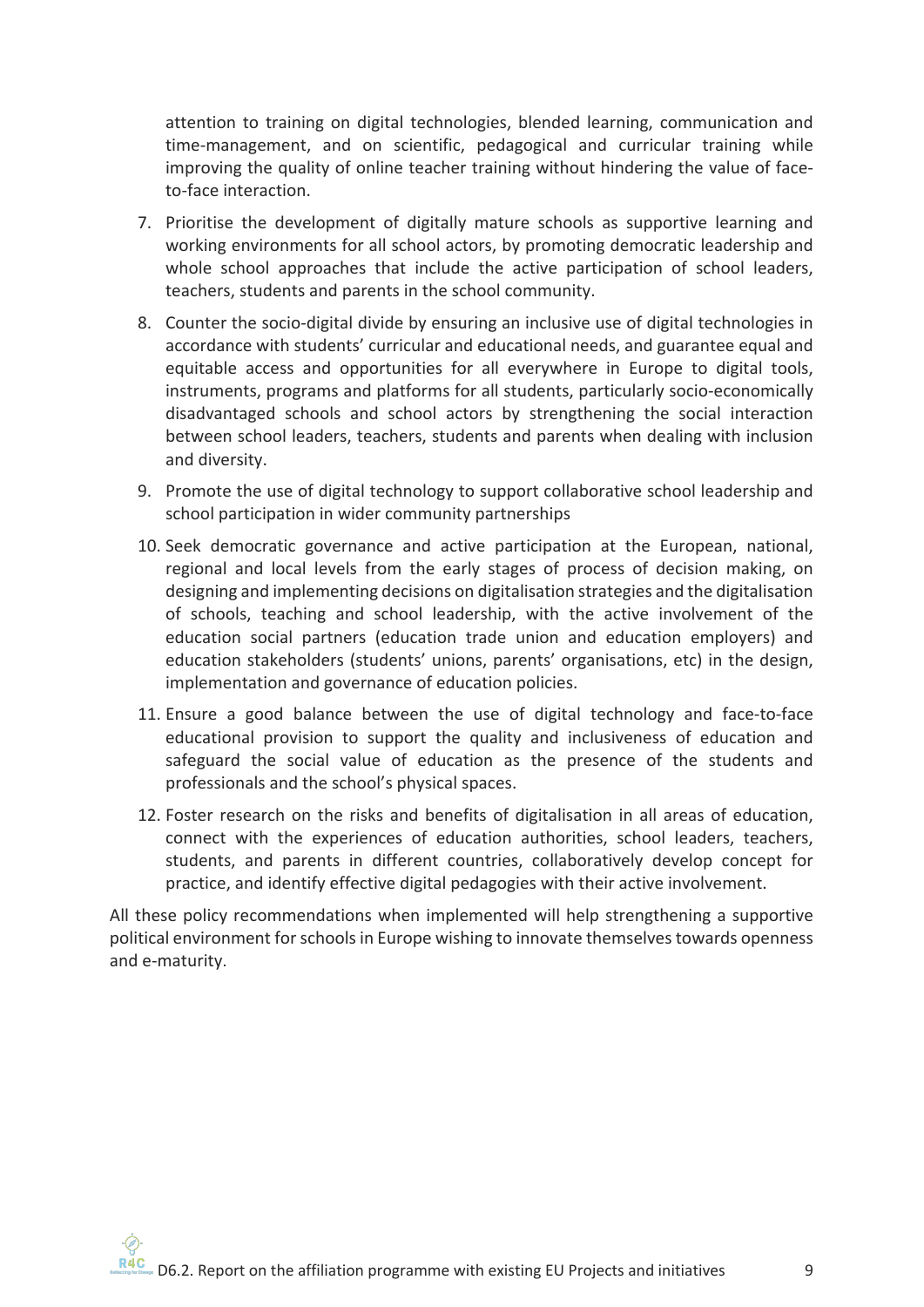attention to training on digital technologies, blended learning, communication and time-management, and on scientific, pedagogical and curricular training while improving the quality of online teacher training without hindering the value of face-to-face interaction.

7. Prioritise the development of digitally mature schools as supportive learning and working environments for all school actors, by promoting democratic leadership and whole school approaches that include the active participation of school leaders, teachers, students and parents in the school community.
8. Counter the socio-digital divide by ensuring an inclusive use of digital technologies in accordance with students' curricular and educational needs, and guarantee equal and equitable access and opportunities for all everywhere in Europe to digital tools, instruments, programs and platforms for all students, particularly socio-economically disadvantaged schools and school actors by strengthening the social interaction between school leaders, teachers, students and parents when dealing with inclusion and diversity.
9. Promote the use of digital technology to support collaborative school leadership and school participation in wider community partnerships
10. Seek democratic governance and active participation at the European, national, regional and local levels from the early stages of process of decision making, on designing and implementing decisions on digitalisation strategies and the digitalisation of schools, teaching and school leadership, with the active involvement of the education social partners (education trade union and education employers) and education stakeholders (students' unions, parents' organisations, etc) in the design, implementation and governance of education policies.
11. Ensure a good balance between the use of digital technology and face-to-face educational provision to support the quality and inclusiveness of education and safeguard the social value of education as the presence of the students and professionals and the school's physical spaces.
12. Foster research on the risks and benefits of digitalisation in all areas of education, connect with the experiences of education authorities, school leaders, teachers, students, and parents in different countries, collaboratively develop concept for practice, and identify effective digital pedagogies with their active involvement.

All these policy recommendations when implemented will help strengthening a supportive political environment for schools in Europe wishing to innovate themselves towards openness and e-maturity.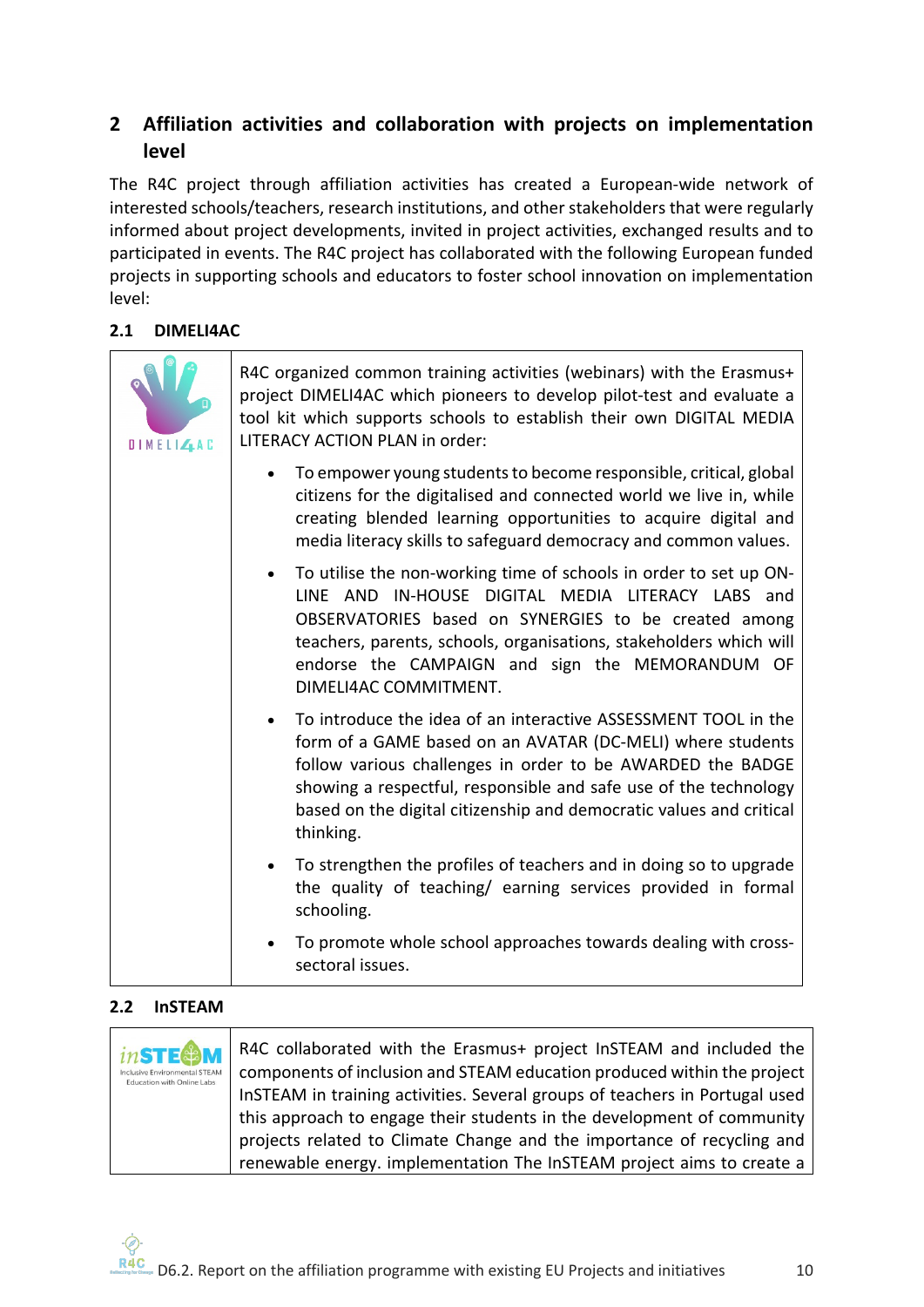## 2 Affiliation activities and collaboration with projects on implementation level

The R4C project through affiliation activities has created a European-wide network of interested schools/teachers, research institutions, and other stakeholders that were regularly informed about project developments, invited in project activities, exchanged results and to participated in events. The R4C project has collaborated with the following European funded projects in supporting schools and educators to foster school innovation on implementation level:

### 2.1 DIMELI4AC

| DIMELI4AC | R4C organized common training activities (webinars) with the Erasmus+ project DIMELI4AC which pioneers to develop pilot-test and evaluate a tool kit which supports schools to establish their own DIGITAL MEDIA LITERACY ACTION PLAN in order:<br><br>• To empower young students to become responsible, critical, global citizens for the digitalised and connected world we live in, while creating blended learning opportunities to acquire digital and media literacy skills to safeguard democracy and common values.<br><br>• To utilise the non-working time of schools in order to set up ON-LINE AND IN-HOUSE DIGITAL MEDIA LITERACY LABS and OBSERVATORIES based on SYNERGIES to be created among teachers, parents, schools, organisations, stakeholders which will endorse the CAMPAIGN and sign the MEMORANDUM OF DIMELI4AC COMMITMENT.<br><br>• To introduce the idea of an interactive ASSESSMENT TOOL in the form of a GAME based on an AVATAR (DC-MELI) where students follow various challenges in order to be AWARDED the BADGE showing a respectful, responsible and safe use of the technology based on the digital citizenship and democratic values and critical thinking.<br><br>• To strengthen the profiles of teachers and in doing so to upgrade the quality of teaching/ earning services provided in formal schooling.<br><br>• To promote whole school approaches towards dealing with cross-sectoral issues. |
|---|---|

### 2.2 InSTEAM

| inSTEAM<br>Inclusive Environmental STEAM Education with Online Labs | R4C collaborated with the Erasmus+ project InSTEAM and included the components of inclusion and STEAM education produced within the project InSTEAM in training activities. Several groups of teachers in Portugal used this approach to engage their students in the development of community projects related to Climate Change and the importance of recycling and renewable energy. implementation The InSTEAM project aims to create a |
|---|---|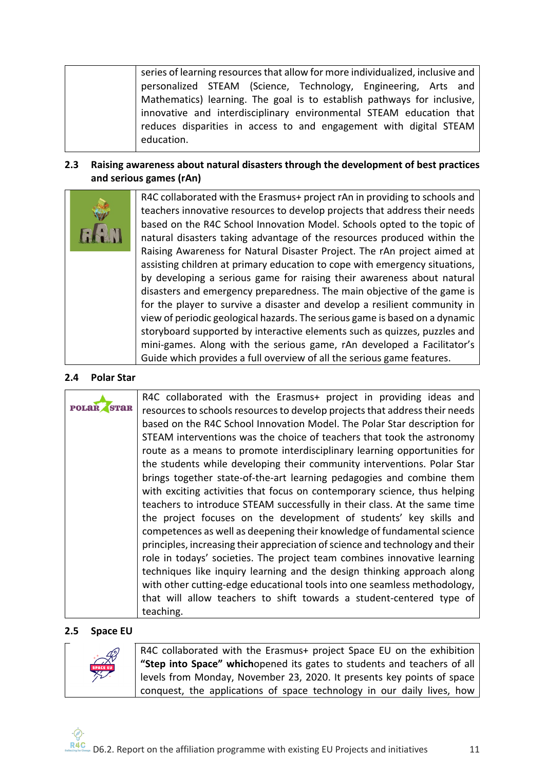| | |
|---|---|
| | series of learning resources that allow for more individualized, inclusive and personalized STEAM (Science, Technology, Engineering, Arts and Mathematics) learning. The goal is to establish pathways for inclusive, innovative and interdisciplinary environmental STEAM education that reduces disparities in access to and engagement with digital STEAM education. |

### 2.3 Raising awareness about natural disasters through the development of best practices and serious games (rAn)

| | |
|---|---|
| rAn | R4C collaborated with the Erasmus+ project rAn in providing to schools and teachers innovative resources to develop projects that address their needs based on the R4C School Innovation Model. Schools opted to the topic of natural disasters taking advantage of the resources produced within the Raising Awareness for Natural Disaster Project. The rAn project aimed at assisting children at primary education to cope with emergency situations, by developing a serious game for raising their awareness about natural disasters and emergency preparedness. The main objective of the game is for the player to survive a disaster and develop a resilient community in view of periodic geological hazards. The serious game is based on a dynamic storyboard supported by interactive elements such as quizzes, puzzles and mini-games. Along with the serious game, rAn developed a Facilitator's Guide which provides a full overview of all the serious game features. |

### 2.4 Polar Star

| | |
|---|---|
| POLAR STAR | R4C collaborated with the Erasmus+ project in providing ideas and resources to schools resources to develop projects that address their needs based on the R4C School Innovation Model. The Polar Star description for STEAM interventions was the choice of teachers that took the astronomy route as a means to promote interdisciplinary learning opportunities for the students while developing their community interventions. Polar Star brings together state-of-the-art learning pedagogies and combine them with exciting activities that focus on contemporary science, thus helping teachers to introduce STEAM successfully in their class. At the same time the project focuses on the development of students' key skills and competences as well as deepening their knowledge of fundamental science principles, increasing their appreciation of science and technology and their role in todays' societies. The project team combines innovative learning techniques like inquiry learning and the design thinking approach along with other cutting-edge educational tools into one seamless methodology, that will allow teachers to shift towards a student-centered type of teaching. |

### 2.5 Space EU

| | |
|---|---|
| SPACE EU | R4C collaborated with the Erasmus+ project Space EU on the exhibition **"Step into Space" which**opened its gates to students and teachers of all levels from Monday, November 23, 2020. It presents key points of space conquest, the applications of space technology in our daily lives, how |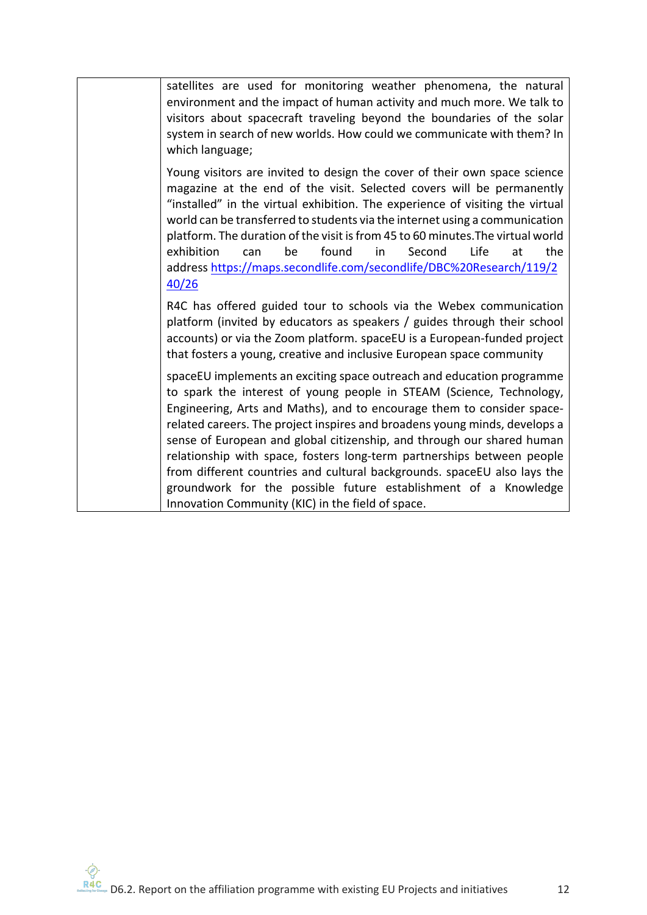| | |
|---|---|
| | satellites are used for monitoring weather phenomena, the natural environment and the impact of human activity and much more. We talk to visitors about spacecraft traveling beyond the boundaries of the solar system in search of new worlds. How could we communicate with them? In which language;<br><br>Young visitors are invited to design the cover of their own space science magazine at the end of the visit. Selected covers will be permanently "installed" in the virtual exhibition. The experience of visiting the virtual world can be transferred to students via the internet using a communication platform. The duration of the visit is from 45 to 60 minutes.The virtual world exhibition can be found in Second Life at the address [https://maps.secondlife.com/secondlife/DBC%20Research/119/240/26](https://maps.secondlife.com/secondlife/DBC%20Research/119/240/26)<br><br>R4C has offered guided tour to schools via the Webex communication platform (invited by educators as speakers / guides through their school accounts) or via the Zoom platform. spaceEU is a European-funded project that fosters a young, creative and inclusive European space community<br><br>spaceEU implements an exciting space outreach and education programme to spark the interest of young people in STEAM (Science, Technology, Engineering, Arts and Maths), and to encourage them to consider space-related careers. The project inspires and broadens young minds, develops a sense of European and global citizenship, and through our shared human relationship with space, fosters long-term partnerships between people from different countries and cultural backgrounds. spaceEU also lays the groundwork for the possible future establishment of a Knowledge Innovation Community (KIC) in the field of space. |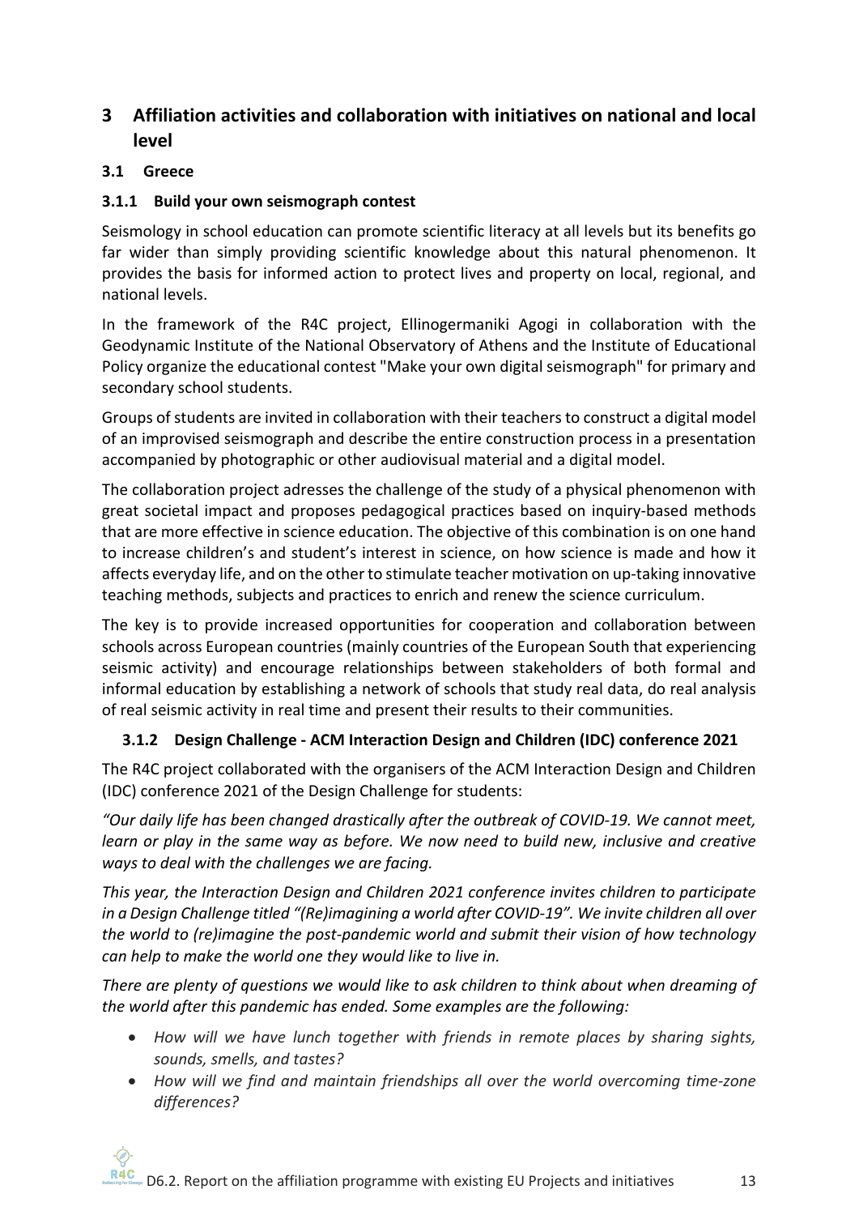# 3 Affiliation activities and collaboration with initiatives on national and local level

## 3.1 Greece

### 3.1.1 Build your own seismograph contest

Seismology in school education can promote scientific literacy at all levels but its benefits go far wider than simply providing scientific knowledge about this natural phenomenon. It provides the basis for informed action to protect lives and property on local, regional, and national levels.

In the framework of the R4C project, Ellinogermaniki Agogi in collaboration with the Geodynamic Institute of the National Observatory of Athens and the Institute of Educational Policy organize the educational contest "Make your own digital seismograph" for primary and secondary school students.

Groups of students are invited in collaboration with their teachers to construct a digital model of an improvised seismograph and describe the entire construction process in a presentation accompanied by photographic or other audiovisual material and a digital model.

The collaboration project adresses the challenge of the study of a physical phenomenon with great societal impact and proposes pedagogical practices based on inquiry-based methods that are more effective in science education. The objective of this combination is on one hand to increase children's and student's interest in science, on how science is made and how it affects everyday life, and on the other to stimulate teacher motivation on up-taking innovative teaching methods, subjects and practices to enrich and renew the science curriculum.

The key is to provide increased opportunities for cooperation and collaboration between schools across European countries (mainly countries of the European South that experiencing seismic activity) and encourage relationships between stakeholders of both formal and informal education by establishing a network of schools that study real data, do real analysis of real seismic activity in real time and present their results to their communities.

### 3.1.2 Design Challenge - ACM Interaction Design and Children (IDC) conference 2021

The R4C project collaborated with the organisers of the ACM Interaction Design and Children (IDC) conference 2021 of the Design Challenge for students:

*"Our daily life has been changed drastically after the outbreak of COVID-19. We cannot meet, learn or play in the same way as before. We now need to build new, inclusive and creative ways to deal with the challenges we are facing.*

*This year, the Interaction Design and Children 2021 conference invites children to participate in a Design Challenge titled "(Re)imagining a world after COVID-19". We invite children all over the world to (re)imagine the post-pandemic world and submit their vision of how technology can help to make the world one they would like to live in.*

*There are plenty of questions we would like to ask children to think about when dreaming of the world after this pandemic has ended. Some examples are the following:*

- *How will we have lunch together with friends in remote places by sharing sights, sounds, smells, and tastes?*
- *How will we find and maintain friendships all over the world overcoming time-zone differences?*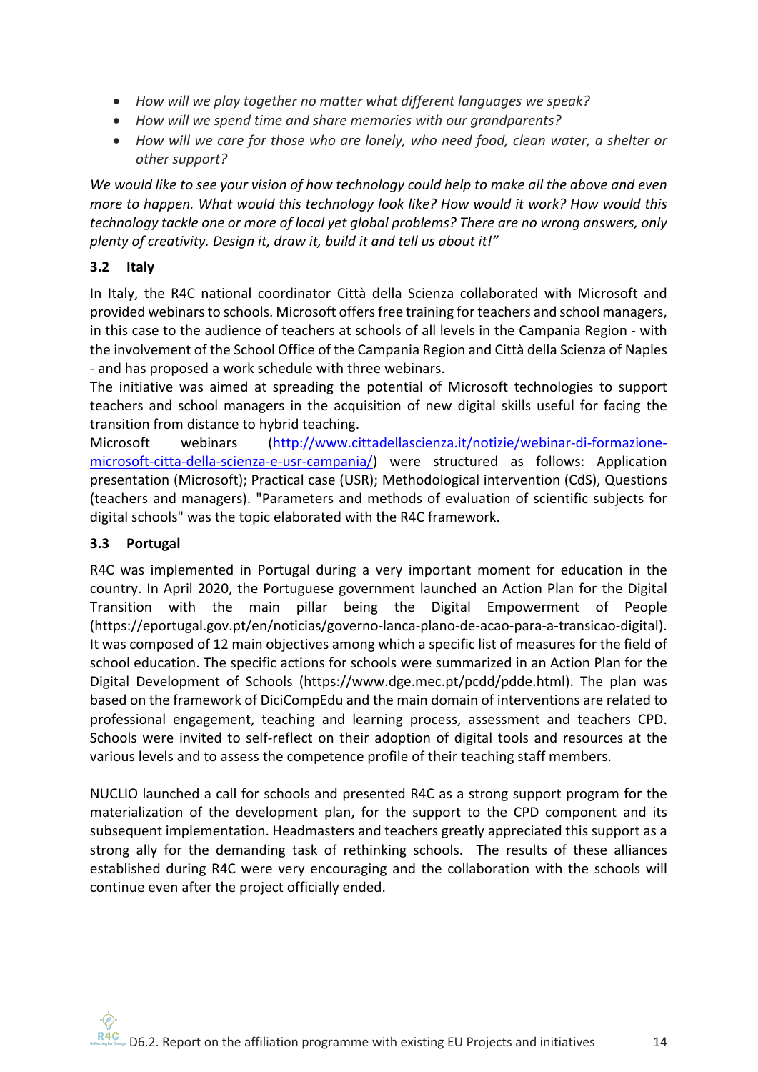- *How will we play together no matter what different languages we speak?*
- *How will we spend time and share memories with our grandparents?*
- *How will we care for those who are lonely, who need food, clean water, a shelter or other support?*

*We would like to see your vision of how technology could help to make all the above and even more to happen. What would this technology look like? How would it work? How would this technology tackle one or more of local yet global problems? There are no wrong answers, only plenty of creativity. Design it, draw it, build it and tell us about it!"*

### 3.2 Italy

In Italy, the R4C national coordinator Città della Scienza collaborated with Microsoft and provided webinars to schools. Microsoft offers free training for teachers and school managers, in this case to the audience of teachers at schools of all levels in the Campania Region - with the involvement of the School Office of the Campania Region and Città della Scienza of Naples - and has proposed a work schedule with three webinars.

The initiative was aimed at spreading the potential of Microsoft technologies to support teachers and school managers in the acquisition of new digital skills useful for facing the transition from distance to hybrid teaching.

Microsoft webinars (http://www.cittadellascienza.it/notizie/webinar-di-formazione-microsoft-citta-della-scienza-e-usr-campania/) were structured as follows: Application presentation (Microsoft); Practical case (USR); Methodological intervention (CdS), Questions (teachers and managers). "Parameters and methods of evaluation of scientific subjects for digital schools" was the topic elaborated with the R4C framework.

### 3.3 Portugal

R4C was implemented in Portugal during a very important moment for education in the country. In April 2020, the Portuguese government launched an Action Plan for the Digital Transition with the main pillar being the Digital Empowerment of People (https://eportugal.gov.pt/en/noticias/governo-lanca-plano-de-acao-para-a-transicao-digital). It was composed of 12 main objectives among which a specific list of measures for the field of school education. The specific actions for schools were summarized in an Action Plan for the Digital Development of Schools (https://www.dge.mec.pt/pcdd/pdde.html). The plan was based on the framework of DiciCompEdu and the main domain of interventions are related to professional engagement, teaching and learning process, assessment and teachers CPD. Schools were invited to self-reflect on their adoption of digital tools and resources at the various levels and to assess the competence profile of their teaching staff members.

NUCLIO launched a call for schools and presented R4C as a strong support program for the materialization of the development plan, for the support to the CPD component and its subsequent implementation. Headmasters and teachers greatly appreciated this support as a strong ally for the demanding task of rethinking schools. The results of these alliances established during R4C were very encouraging and the collaboration with the schools will continue even after the project officially ended.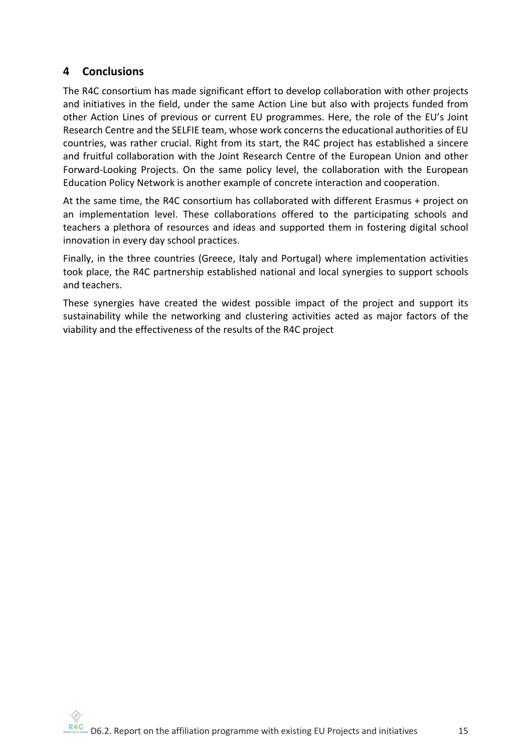## 4 Conclusions

The R4C consortium has made significant effort to develop collaboration with other projects and initiatives in the field, under the same Action Line but also with projects funded from other Action Lines of previous or current EU programmes. Here, the role of the EU's Joint Research Centre and the SELFIE team, whose work concerns the educational authorities of EU countries, was rather crucial. Right from its start, the R4C project has established a sincere and fruitful collaboration with the Joint Research Centre of the European Union and other Forward-Looking Projects. On the same policy level, the collaboration with the European Education Policy Network is another example of concrete interaction and cooperation.

At the same time, the R4C consortium has collaborated with different Erasmus + project on an implementation level. These collaborations offered to the participating schools and teachers a plethora of resources and ideas and supported them in fostering digital school innovation in every day school practices.

Finally, in the three countries (Greece, Italy and Portugal) where implementation activities took place, the R4C partnership established national and local synergies to support schools and teachers.

These synergies have created the widest possible impact of the project and support its sustainability while the networking and clustering activities acted as major factors of the viability and the effectiveness of the results of the R4C project